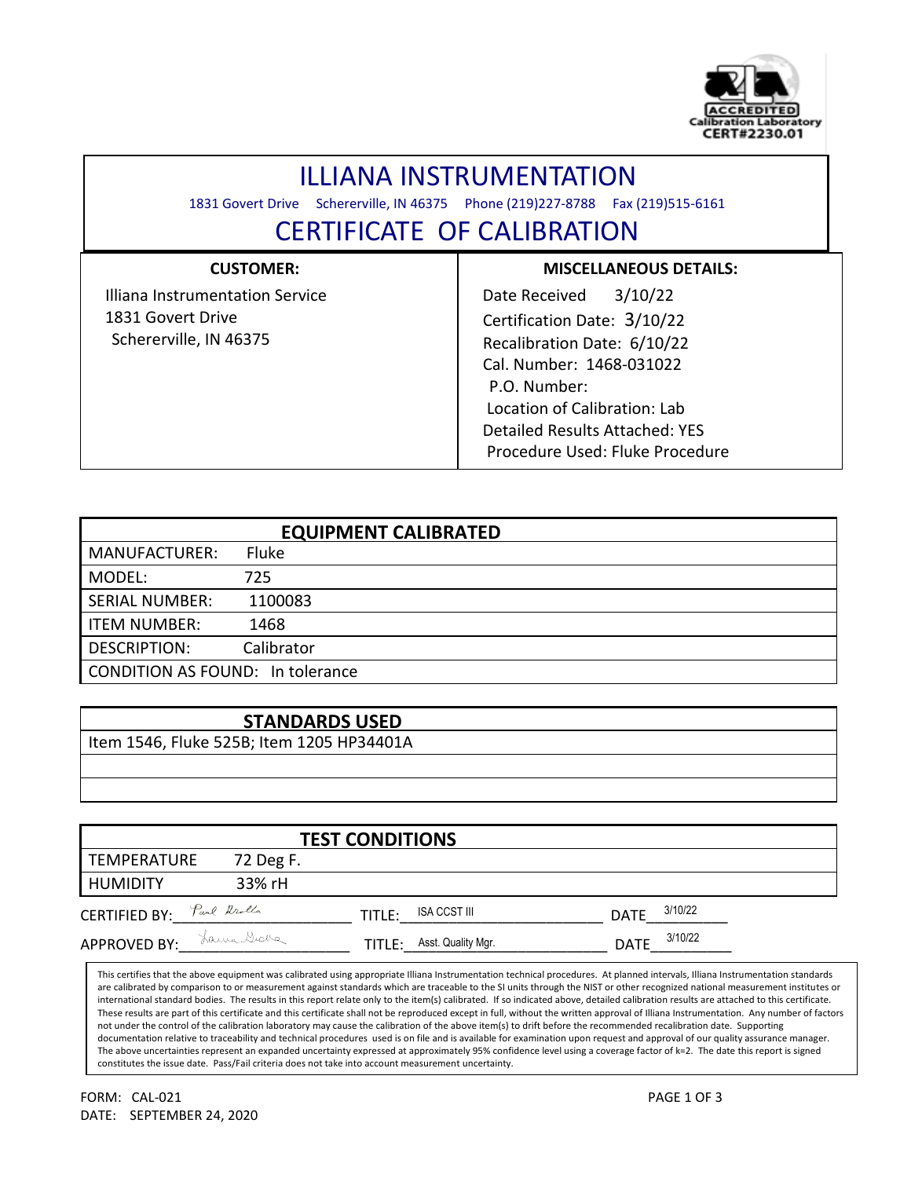ACCREDITED
Calibration Laboratory
CERT#2230.01

# ILLIANA INSTRUMENTATION

1831 Govert Drive Schererville, IN 46375 Phone (219)227-8788 Fax (219)515-6161

# CERTIFICATE OF CALIBRATION

| CUSTOMER: | MISCELLANEOUS DETAILS: |
|---|---|
| Illiana Instrumentation Service<br>1831 Govert Drive<br>Schererville, IN 46375 | Date Received 3/10/22<br>Certification Date: 3/10/22<br>Recalibration Date: 6/10/22<br>Cal. Number: 1468-031022<br>P.O. Number:<br>Location of Calibration: Lab<br>Detailed Results Attached: YES<br>Procedure Used: Fluke Procedure |

| EQUIPMENT CALIBRATED | |
|---|---|
| MANUFACTURER: | Fluke |
| MODEL: | 725 |
| SERIAL NUMBER: | 1100083 |
| ITEM NUMBER: | 1468 |
| DESCRIPTION: | Calibrator |
| CONDITION AS FOUND: | In tolerance |

| STANDARDS USED |
|---|
| Item 1546, Fluke 525B; Item 1205 HP34401A |
| |
| |

| TEST CONDITIONS | |
|---|---|
| TEMPERATURE | 72 Deg F. |
| HUMIDITY | 33% rH |

CERTIFIED BY: Paul Drolls TITLE: ISA CCST III DATE 3/10/22

APPROVED BY: Laura Gratta TITLE: Asst. Quality Mgr. DATE 3/10/22

This certifies that the above equipment was calibrated using appropriate Illiana Instrumentation technical procedures. At planned intervals, Illiana Instrumentation standards are calibrated by comparison to or measurement against standards which are traceable to the SI units through the NIST or other recognized national measurement institutes or international standard bodies. The results in this report relate only to the item(s) calibrated. If so indicated above, detailed calibration results are attached to this certificate. These results are part of this certificate and this certificate shall not be reproduced except in full, without the written approval of Illiana Instrumentation. Any number of factors not under the control of the calibration laboratory may cause the calibration of the above item(s) to drift before the recommended recalibration date. Supporting documentation relative to traceability and technical procedures used is on file and is available for examination upon request and approval of our quality assurance manager. The above uncertainties represent an expanded uncertainty expressed at approximately 95% confidence level using a coverage factor of k=2. The date this report is signed constitutes the issue date. Pass/Fail criteria does not take into account measurement uncertainty.

FORM: CAL-021
DATE: SEPTEMBER 24, 2020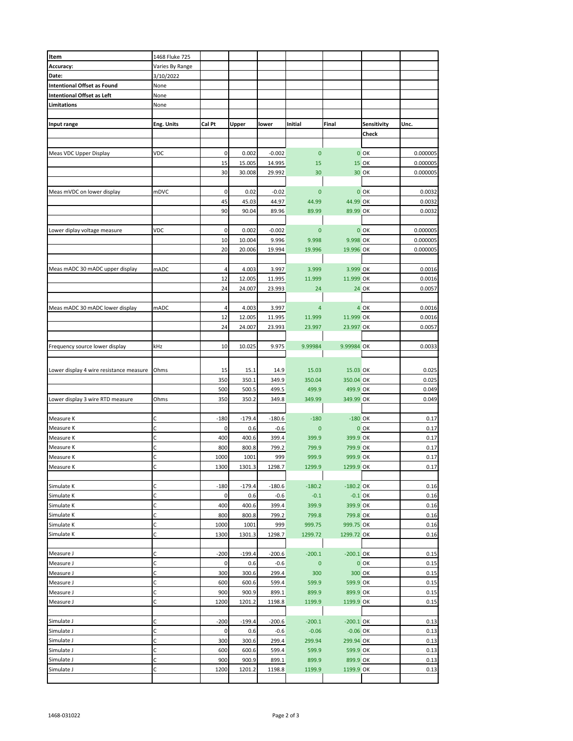| Item | 1468 Fluke 725 | | | | | | | |
|---|---|---|---|---|---|---|---|---|
| **Accuracy:** | Varies By Range | | | | | | | |
| **Date:** | 3/10/2022 | | | | | | | |
| **Intentional Offset as Found** | None | | | | | | | |
| **Intentional Offset as Left** | None | | | | | | | |
| **Limitations** | None | | | | | | | |
| | | | | | | | | |
| **Input range** | **Eng. Units** | **Cal Pt** | **Upper** | **lower** | **Initial** | **Final** | **Sensitivity** | **Unc.** |
| | | | | | | | **Check** | |
| | | | | | | | | |
| Meas VDC Upper Display | VDC | 0 | 0.002 | -0.002 | 0 | 0 | OK | 0.000005 |
| | | 15 | 15.005 | 14.995 | 15 | 15 | OK | 0.000005 |
| | | 30 | 30.008 | 29.992 | 30 | 30 | OK | 0.000005 |
| | | | | | | | | |
| Meas mVDC on lower display | mDVC | 0 | 0.02 | -0.02 | 0 | 0 | OK | 0.0032 |
| | | 45 | 45.03 | 44.97 | 44.99 | 44.99 | OK | 0.0032 |
| | | 90 | 90.04 | 89.96 | 89.99 | 89.99 | OK | 0.0032 |
| | | | | | | | | |
| Lower diplay voltage measure | VDC | 0 | 0.002 | -0.002 | 0 | 0 | OK | 0.000005 |
| | | 10 | 10.004 | 9.996 | 9.998 | 9.998 | OK | 0.000005 |
| | | 20 | 20.006 | 19.994 | 19.996 | 19.996 | OK | 0.000005 |
| | | | | | | | | |
| Meas mADC 30 mADC upper display | mADC | 4 | 4.003 | 3.997 | 3.999 | 3.999 | OK | 0.0016 |
| | | 12 | 12.005 | 11.995 | 11.999 | 11.999 | OK | 0.0016 |
| | | 24 | 24.007 | 23.993 | 24 | 24 | OK | 0.0057 |
| | | | | | | | | |
| Meas mADC 30 mADC lower display | mADC | 4 | 4.003 | 3.997 | 4 | 4 | OK | 0.0016 |
| | | 12 | 12.005 | 11.995 | 11.999 | 11.999 | OK | 0.0016 |
| | | 24 | 24.007 | 23.993 | 23.997 | 23.997 | OK | 0.0057 |
| | | | | | | | | |
| Frequency source lower display | kHz | 10 | 10.025 | 9.975 | 9.99984 | 9.99984 | OK | 0.0033 |
| | | | | | | | | |
| | | | | | | | | |
| Lower display 4 wire resistance measure | Ohms | 15 | 15.1 | 14.9 | 15.03 | 15.03 | OK | 0.025 |
| | | 350 | 350.1 | 349.9 | 350.04 | 350.04 | OK | 0.025 |
| | | 500 | 500.5 | 499.5 | 499.9 | 499.9 | OK | 0.049 |
| Lower display 3 wire RTD measure | Ohms | 350 | 350.2 | 349.8 | 349.99 | 349.99 | OK | 0.049 |
| | | | | | | | | |
| Measure K | C | -180 | -179.4 | -180.6 | -180 | -180 | OK | 0.17 |
| Measure K | C | 0 | 0.6 | -0.6 | 0 | 0 | OK | 0.17 |
| Measure K | C | 400 | 400.6 | 399.4 | 399.9 | 399.9 | OK | 0.17 |
| Measure K | C | 800 | 800.8 | 799.2 | 799.9 | 799.9 | OK | 0.17 |
| Measure K | C | 1000 | 1001 | 999 | 999.9 | 999.9 | OK | 0.17 |
| Measure K | C | 1300 | 1301.3 | 1298.7 | 1299.9 | 1299.9 | OK | 0.17 |
| | | | | | | | | |
| Simulate K | C | -180 | -179.4 | -180.6 | -180.2 | -180.2 | OK | 0.16 |
| Simulate K | C | 0 | 0.6 | -0.6 | -0.1 | -0.1 | OK | 0.16 |
| Simulate K | C | 400 | 400.6 | 399.4 | 399.9 | 399.9 | OK | 0.16 |
| Simulate K | C | 800 | 800.8 | 799.2 | 799.8 | 799.8 | OK | 0.16 |
| Simulate K | C | 1000 | 1001 | 999 | 999.75 | 999.75 | OK | 0.16 |
| Simulate K | C | 1300 | 1301.3 | 1298.7 | 1299.72 | 1299.72 | OK | 0.16 |
| | | | | | | | | |
| Measure J | C | -200 | -199.4 | -200.6 | -200.1 | -200.1 | OK | 0.15 |
| Measure J | C | 0 | 0.6 | -0.6 | 0 | 0 | OK | 0.15 |
| Measure J | C | 300 | 300.6 | 299.4 | 300 | 300 | OK | 0.15 |
| Measure J | C | 600 | 600.6 | 599.4 | 599.9 | 599.9 | OK | 0.15 |
| Measure J | C | 900 | 900.9 | 899.1 | 899.9 | 899.9 | OK | 0.15 |
| Measure J | C | 1200 | 1201.2 | 1198.8 | 1199.9 | 1199.9 | OK | 0.15 |
| | | | | | | | | |
| Simulate J | C | -200 | -199.4 | -200.6 | -200.1 | -200.1 | OK | 0.13 |
| Simulate J | C | 0 | 0.6 | -0.6 | -0.06 | -0.06 | OK | 0.13 |
| Simulate J | C | 300 | 300.6 | 299.4 | 299.94 | 299.94 | OK | 0.13 |
| Simulate J | C | 600 | 600.6 | 599.4 | 599.9 | 599.9 | OK | 0.13 |
| Simulate J | C | 900 | 900.9 | 899.1 | 899.9 | 899.9 | OK | 0.13 |
| Simulate J | C | 1200 | 1201.2 | 1198.8 | 1199.9 | 1199.9 | OK | 0.13 |

1468-031022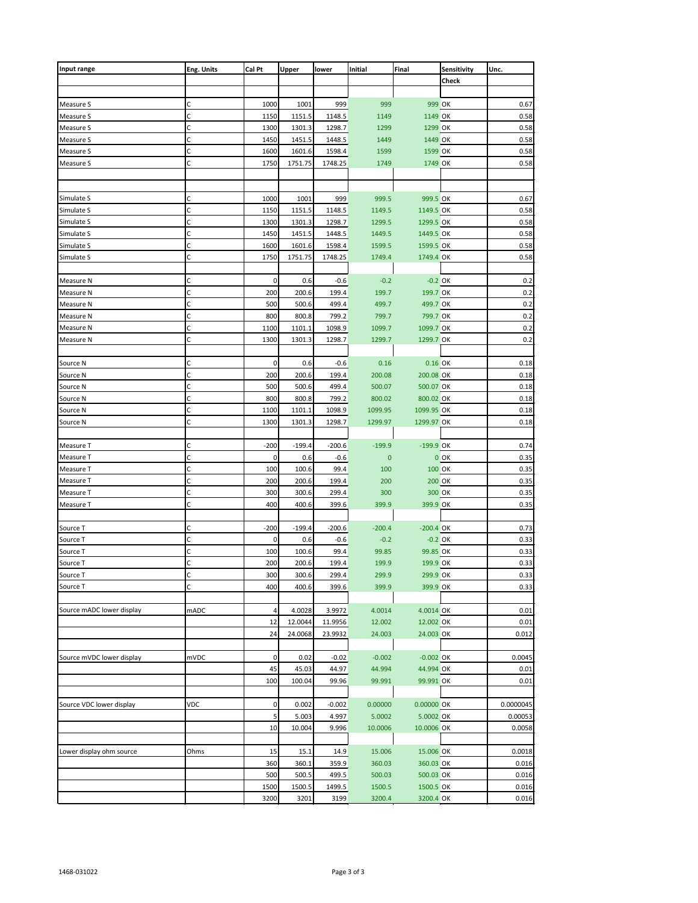| Input range | Eng. Units | Cal Pt | Upper | lower | Initial | Final | Sensitivity Check | Unc. |
|---|---|---|---|---|---|---|---|---|
| | | | | | | | | |
| Measure S | C | 1000 | 1001 | 999 | 999 | 999 | OK | 0.67 |
| Measure S | C | 1150 | 1151.5 | 1148.5 | 1149 | 1149 | OK | 0.58 |
| Measure S | C | 1300 | 1301.3 | 1298.7 | 1299 | 1299 | OK | 0.58 |
| Measure S | C | 1450 | 1451.5 | 1448.5 | 1449 | 1449 | OK | 0.58 |
| Measure S | C | 1600 | 1601.6 | 1598.4 | 1599 | 1599 | OK | 0.58 |
| Measure S | C | 1750 | 1751.75 | 1748.25 | 1749 | 1749 | OK | 0.58 |
| | | | | | | | | |
| | | | | | | | | |
| Simulate S | C | 1000 | 1001 | 999 | 999.5 | 999.5 | OK | 0.67 |
| Simulate S | C | 1150 | 1151.5 | 1148.5 | 1149.5 | 1149.5 | OK | 0.58 |
| Simulate S | C | 1300 | 1301.3 | 1298.7 | 1299.5 | 1299.5 | OK | 0.58 |
| Simulate S | C | 1450 | 1451.5 | 1448.5 | 1449.5 | 1449.5 | OK | 0.58 |
| Simulate S | C | 1600 | 1601.6 | 1598.4 | 1599.5 | 1599.5 | OK | 0.58 |
| Simulate S | C | 1750 | 1751.75 | 1748.25 | 1749.4 | 1749.4 | OK | 0.58 |
| | | | | | | | | |
| Measure N | C | 0 | 0.6 | -0.6 | -0.2 | -0.2 | OK | 0.2 |
| Measure N | C | 200 | 200.6 | 199.4 | 199.7 | 199.7 | OK | 0.2 |
| Measure N | C | 500 | 500.6 | 499.4 | 499.7 | 499.7 | OK | 0.2 |
| Measure N | C | 800 | 800.8 | 799.2 | 799.7 | 799.7 | OK | 0.2 |
| Measure N | C | 1100 | 1101.1 | 1098.9 | 1099.7 | 1099.7 | OK | 0.2 |
| Measure N | C | 1300 | 1301.3 | 1298.7 | 1299.7 | 1299.7 | OK | 0.2 |
| | | | | | | | | |
| Source N | C | 0 | 0.6 | -0.6 | 0.16 | 0.16 | OK | 0.18 |
| Source N | C | 200 | 200.6 | 199.4 | 200.08 | 200.08 | OK | 0.18 |
| Source N | C | 500 | 500.6 | 499.4 | 500.07 | 500.07 | OK | 0.18 |
| Source N | C | 800 | 800.8 | 799.2 | 800.02 | 800.02 | OK | 0.18 |
| Source N | C | 1100 | 1101.1 | 1098.9 | 1099.95 | 1099.95 | OK | 0.18 |
| Source N | C | 1300 | 1301.3 | 1298.7 | 1299.97 | 1299.97 | OK | 0.18 |
| | | | | | | | | |
| Measure T | C | -200 | -199.4 | -200.6 | -199.9 | -199.9 | OK | 0.74 |
| Measure T | C | 0 | 0.6 | -0.6 | 0 | 0 | OK | 0.35 |
| Measure T | C | 100 | 100.6 | 99.4 | 100 | 100 | OK | 0.35 |
| Measure T | C | 200 | 200.6 | 199.4 | 200 | 200 | OK | 0.35 |
| Measure T | C | 300 | 300.6 | 299.4 | 300 | 300 | OK | 0.35 |
| Measure T | C | 400 | 400.6 | 399.6 | 399.9 | 399.9 | OK | 0.35 |
| | | | | | | | | |
| Source T | C | -200 | -199.4 | -200.6 | -200.4 | -200.4 | OK | 0.73 |
| Source T | C | 0 | 0.6 | -0.6 | -0.2 | -0.2 | OK | 0.33 |
| Source T | C | 100 | 100.6 | 99.4 | 99.85 | 99.85 | OK | 0.33 |
| Source T | C | 200 | 200.6 | 199.4 | 199.9 | 199.9 | OK | 0.33 |
| Source T | C | 300 | 300.6 | 299.4 | 299.9 | 299.9 | OK | 0.33 |
| Source T | C | 400 | 400.6 | 399.6 | 399.9 | 399.9 | OK | 0.33 |
| | | | | | | | | |
| Source mADC lower display | mADC | 4 | 4.0028 | 3.9972 | 4.0014 | 4.0014 | OK | 0.01 |
| | | 12 | 12.0044 | 11.9956 | 12.002 | 12.002 | OK | 0.01 |
| | | 24 | 24.0068 | 23.9932 | 24.003 | 24.003 | OK | 0.012 |
| | | | | | | | | |
| Source mVDC lower display | mVDC | 0 | 0.02 | -0.02 | -0.002 | -0.002 | OK | 0.0045 |
| | | 45 | 45.03 | 44.97 | 44.994 | 44.994 | OK | 0.01 |
| | | 100 | 100.04 | 99.96 | 99.991 | 99.991 | OK | 0.01 |
| | | | | | | | | |
| Source VDC lower display | VDC | 0 | 0.002 | -0.002 | 0.00000 | 0.00000 | OK | 0.0000045 |
| | | 5 | 5.003 | 4.997 | 5.0002 | 5.0002 | OK | 0.00053 |
| | | 10 | 10.004 | 9.996 | 10.0006 | 10.0006 | OK | 0.0058 |
| | | | | | | | | |
| Lower display ohm source | Ohms | 15 | 15.1 | 14.9 | 15.006 | 15.006 | OK | 0.0018 |
| | | 360 | 360.1 | 359.9 | 360.03 | 360.03 | OK | 0.016 |
| | | 500 | 500.5 | 499.5 | 500.03 | 500.03 | OK | 0.016 |
| | | 1500 | 1500.5 | 1499.5 | 1500.5 | 1500.5 | OK | 0.016 |
| | | 3200 | 3201 | 3199 | 3200.4 | 3200.4 | OK | 0.016 |

1468-031022